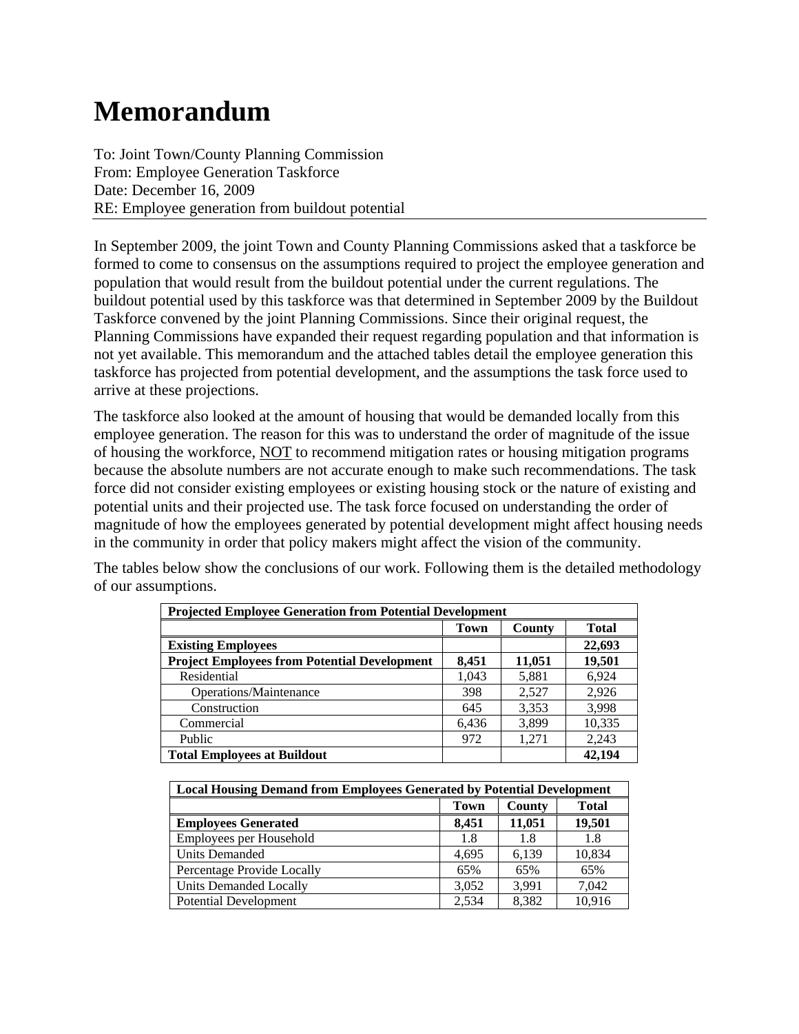# Memorandum

To: Joint Town/County Planning Commission
From: Employee Generation Taskforce
Date: December 16, 2009
RE: Employee generation from buildout potential

In September 2009, the joint Town and County Planning Commissions asked that a taskforce be formed to come to consensus on the assumptions required to project the employee generation and population that would result from the buildout potential under the current regulations. The buildout potential used by this taskforce was that determined in September 2009 by the Buildout Taskforce convened by the joint Planning Commissions. Since their original request, the Planning Commissions have expanded their request regarding population and that information is not yet available. This memorandum and the attached tables detail the employee generation this taskforce has projected from potential development, and the assumptions the task force used to arrive at these projections.

The taskforce also looked at the amount of housing that would be demanded locally from this employee generation. The reason for this was to understand the order of magnitude of the issue of housing the workforce, <u>NOT</u> to recommend mitigation rates or housing mitigation programs because the absolute numbers are not accurate enough to make such recommendations. The task force did not consider existing employees or existing housing stock or the nature of existing and potential units and their projected use. The task force focused on understanding the order of magnitude of how the employees generated by potential development might affect housing needs in the community in order that policy makers might affect the vision of the community.

The tables below show the conclusions of our work. Following them is the detailed methodology of our assumptions.

| **Projected Employee Generation from Potential Development** | | | |
|---|---|---|---|
| | **Town** | **County** | **Total** |
| **Existing Employees** | | | **22,693** |
| **Project Employees from Potential Development** | **8,451** | **11,051** | **19,501** |
| Residential | 1,043 | 5,881 | 6,924 |
| Operations/Maintenance | 398 | 2,527 | 2,926 |
| Construction | 645 | 3,353 | 3,998 |
| Commercial | 6,436 | 3,899 | 10,335 |
| Public | 972 | 1,271 | 2,243 |
| **Total Employees at Buildout** | | | **42,194** |

| **Local Housing Demand from Employees Generated by Potential Development** | | | |
|---|---|---|---|
| | **Town** | **County** | **Total** |
| **Employees Generated** | **8,451** | **11,051** | **19,501** |
| Employees per Household | 1.8 | 1.8 | 1.8 |
| Units Demanded | 4,695 | 6,139 | 10,834 |
| Percentage Provide Locally | 65% | 65% | 65% |
| Units Demanded Locally | 3,052 | 3,991 | 7,042 |
| Potential Development | 2,534 | 8,382 | 10,916 |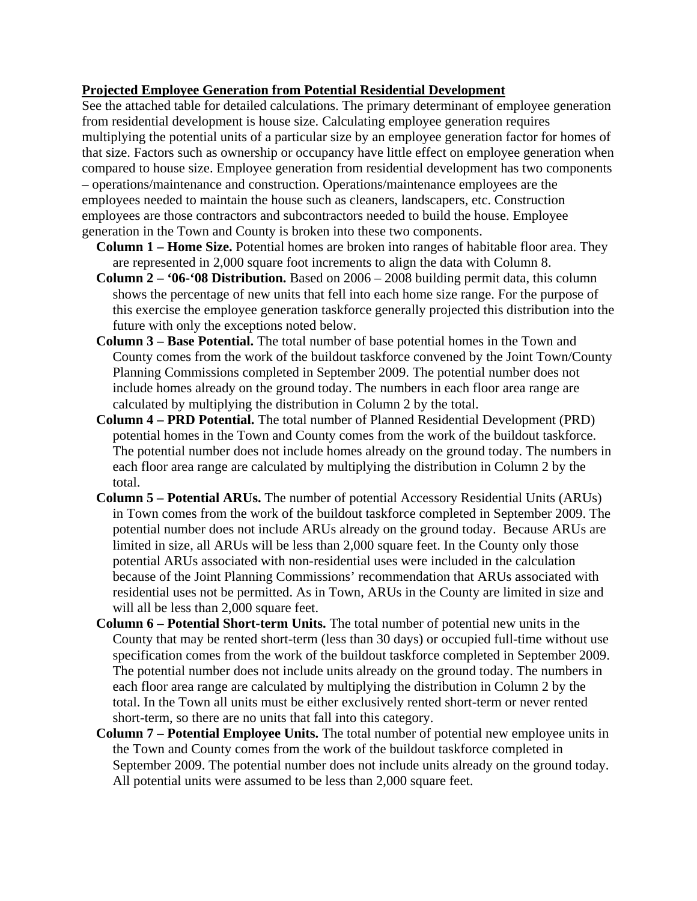**Projected Employee Generation from Potential Residential Development**

See the attached table for detailed calculations. The primary determinant of employee generation from residential development is house size. Calculating employee generation requires multiplying the potential units of a particular size by an employee generation factor for homes of that size. Factors such as ownership or occupancy have little effect on employee generation when compared to house size. Employee generation from residential development has two components – operations/maintenance and construction. Operations/maintenance employees are the employees needed to maintain the house such as cleaners, landscapers, etc. Construction employees are those contractors and subcontractors needed to build the house. Employee generation in the Town and County is broken into these two components.

- **Column 1 – Home Size.** Potential homes are broken into ranges of habitable floor area. They are represented in 2,000 square foot increments to align the data with Column 8.
- **Column 2 – '06-'08 Distribution.** Based on 2006 – 2008 building permit data, this column shows the percentage of new units that fell into each home size range. For the purpose of this exercise the employee generation taskforce generally projected this distribution into the future with only the exceptions noted below.
- **Column 3 – Base Potential.** The total number of base potential homes in the Town and County comes from the work of the buildout taskforce convened by the Joint Town/County Planning Commissions completed in September 2009. The potential number does not include homes already on the ground today. The numbers in each floor area range are calculated by multiplying the distribution in Column 2 by the total.
- **Column 4 – PRD Potential.** The total number of Planned Residential Development (PRD) potential homes in the Town and County comes from the work of the buildout taskforce. The potential number does not include homes already on the ground today. The numbers in each floor area range are calculated by multiplying the distribution in Column 2 by the total.
- **Column 5 – Potential ARUs.** The number of potential Accessory Residential Units (ARUs) in Town comes from the work of the buildout taskforce completed in September 2009. The potential number does not include ARUs already on the ground today. Because ARUs are limited in size, all ARUs will be less than 2,000 square feet. In the County only those potential ARUs associated with non-residential uses were included in the calculation because of the Joint Planning Commissions' recommendation that ARUs associated with residential uses not be permitted. As in Town, ARUs in the County are limited in size and will all be less than 2,000 square feet.
- **Column 6 – Potential Short-term Units.** The total number of potential new units in the County that may be rented short-term (less than 30 days) or occupied full-time without use specification comes from the work of the buildout taskforce completed in September 2009. The potential number does not include units already on the ground today. The numbers in each floor area range are calculated by multiplying the distribution in Column 2 by the total. In the Town all units must be either exclusively rented short-term or never rented short-term, so there are no units that fall into this category.
- **Column 7 – Potential Employee Units.** The total number of potential new employee units in the Town and County comes from the work of the buildout taskforce completed in September 2009. The potential number does not include units already on the ground today. All potential units were assumed to be less than 2,000 square feet.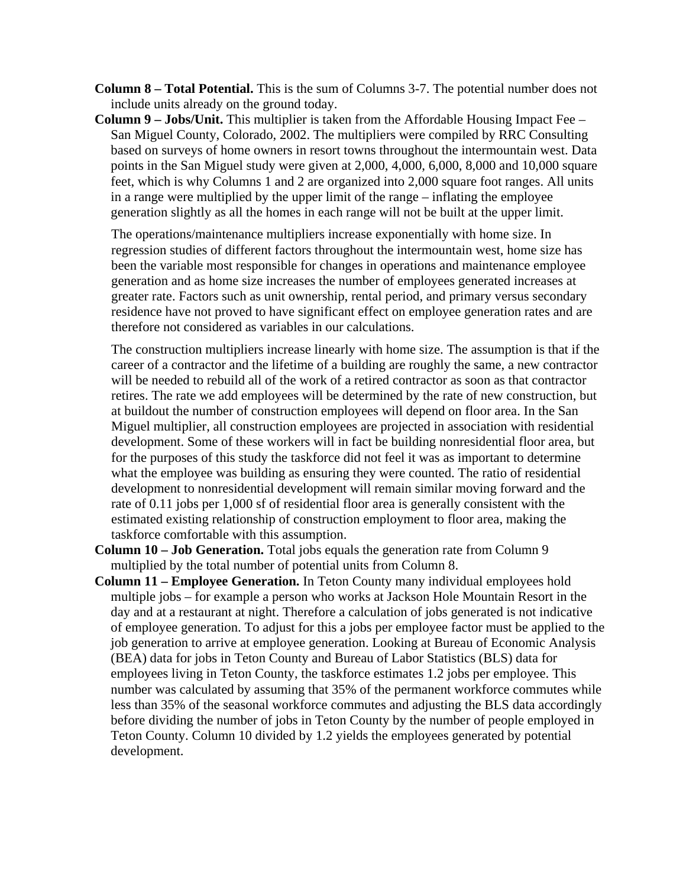**Column 8 – Total Potential.** This is the sum of Columns 3-7. The potential number does not include units already on the ground today.

**Column 9 – Jobs/Unit.** This multiplier is taken from the Affordable Housing Impact Fee – San Miguel County, Colorado, 2002. The multipliers were compiled by RRC Consulting based on surveys of home owners in resort towns throughout the intermountain west. Data points in the San Miguel study were given at 2,000, 4,000, 6,000, 8,000 and 10,000 square feet, which is why Columns 1 and 2 are organized into 2,000 square foot ranges. All units in a range were multiplied by the upper limit of the range – inflating the employee generation slightly as all the homes in each range will not be built at the upper limit.

The operations/maintenance multipliers increase exponentially with home size. In regression studies of different factors throughout the intermountain west, home size has been the variable most responsible for changes in operations and maintenance employee generation and as home size increases the number of employees generated increases at greater rate. Factors such as unit ownership, rental period, and primary versus secondary residence have not proved to have significant effect on employee generation rates and are therefore not considered as variables in our calculations.

The construction multipliers increase linearly with home size. The assumption is that if the career of a contractor and the lifetime of a building are roughly the same, a new contractor will be needed to rebuild all of the work of a retired contractor as soon as that contractor retires. The rate we add employees will be determined by the rate of new construction, but at buildout the number of construction employees will depend on floor area. In the San Miguel multiplier, all construction employees are projected in association with residential development. Some of these workers will in fact be building nonresidential floor area, but for the purposes of this study the taskforce did not feel it was as important to determine what the employee was building as ensuring they were counted. The ratio of residential development to nonresidential development will remain similar moving forward and the rate of 0.11 jobs per 1,000 sf of residential floor area is generally consistent with the estimated existing relationship of construction employment to floor area, making the taskforce comfortable with this assumption.

**Column 10 – Job Generation.** Total jobs equals the generation rate from Column 9 multiplied by the total number of potential units from Column 8.

**Column 11 – Employee Generation.** In Teton County many individual employees hold multiple jobs – for example a person who works at Jackson Hole Mountain Resort in the day and at a restaurant at night. Therefore a calculation of jobs generated is not indicative of employee generation. To adjust for this a jobs per employee factor must be applied to the job generation to arrive at employee generation. Looking at Bureau of Economic Analysis (BEA) data for jobs in Teton County and Bureau of Labor Statistics (BLS) data for employees living in Teton County, the taskforce estimates 1.2 jobs per employee. This number was calculated by assuming that 35% of the permanent workforce commutes while less than 35% of the seasonal workforce commutes and adjusting the BLS data accordingly before dividing the number of jobs in Teton County by the number of people employed in Teton County. Column 10 divided by 1.2 yields the employees generated by potential development.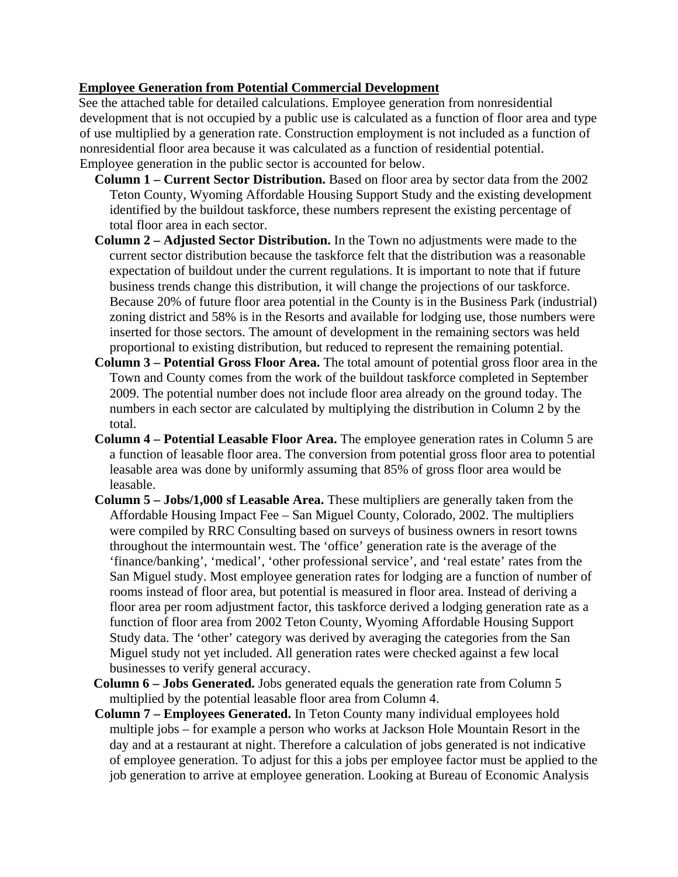**Employee Generation from Potential Commercial Development**

See the attached table for detailed calculations. Employee generation from nonresidential development that is not occupied by a public use is calculated as a function of floor area and type of use multiplied by a generation rate. Construction employment is not included as a function of nonresidential floor area because it was calculated as a function of residential potential. Employee generation in the public sector is accounted for below.

- **Column 1 – Current Sector Distribution.** Based on floor area by sector data from the 2002 Teton County, Wyoming Affordable Housing Support Study and the existing development identified by the buildout taskforce, these numbers represent the existing percentage of total floor area in each sector.
- **Column 2 – Adjusted Sector Distribution.** In the Town no adjustments were made to the current sector distribution because the taskforce felt that the distribution was a reasonable expectation of buildout under the current regulations. It is important to note that if future business trends change this distribution, it will change the projections of our taskforce. Because 20% of future floor area potential in the County is in the Business Park (industrial) zoning district and 58% is in the Resorts and available for lodging use, those numbers were inserted for those sectors. The amount of development in the remaining sectors was held proportional to existing distribution, but reduced to represent the remaining potential.
- **Column 3 – Potential Gross Floor Area.** The total amount of potential gross floor area in the Town and County comes from the work of the buildout taskforce completed in September 2009. The potential number does not include floor area already on the ground today. The numbers in each sector are calculated by multiplying the distribution in Column 2 by the total.
- **Column 4 – Potential Leasable Floor Area.** The employee generation rates in Column 5 are a function of leasable floor area. The conversion from potential gross floor area to potential leasable area was done by uniformly assuming that 85% of gross floor area would be leasable.
- **Column 5 – Jobs/1,000 sf Leasable Area.** These multipliers are generally taken from the Affordable Housing Impact Fee – San Miguel County, Colorado, 2002. The multipliers were compiled by RRC Consulting based on surveys of business owners in resort towns throughout the intermountain west. The 'office' generation rate is the average of the 'finance/banking', 'medical', 'other professional service', and 'real estate' rates from the San Miguel study. Most employee generation rates for lodging are a function of number of rooms instead of floor area, but potential is measured in floor area. Instead of deriving a floor area per room adjustment factor, this taskforce derived a lodging generation rate as a function of floor area from 2002 Teton County, Wyoming Affordable Housing Support Study data. The 'other' category was derived by averaging the categories from the San Miguel study not yet included. All generation rates were checked against a few local businesses to verify general accuracy.
- **Column 6 – Jobs Generated.** Jobs generated equals the generation rate from Column 5 multiplied by the potential leasable floor area from Column 4.
- **Column 7 – Employees Generated.** In Teton County many individual employees hold multiple jobs – for example a person who works at Jackson Hole Mountain Resort in the day and at a restaurant at night. Therefore a calculation of jobs generated is not indicative of employee generation. To adjust for this a jobs per employee factor must be applied to the job generation to arrive at employee generation. Looking at Bureau of Economic Analysis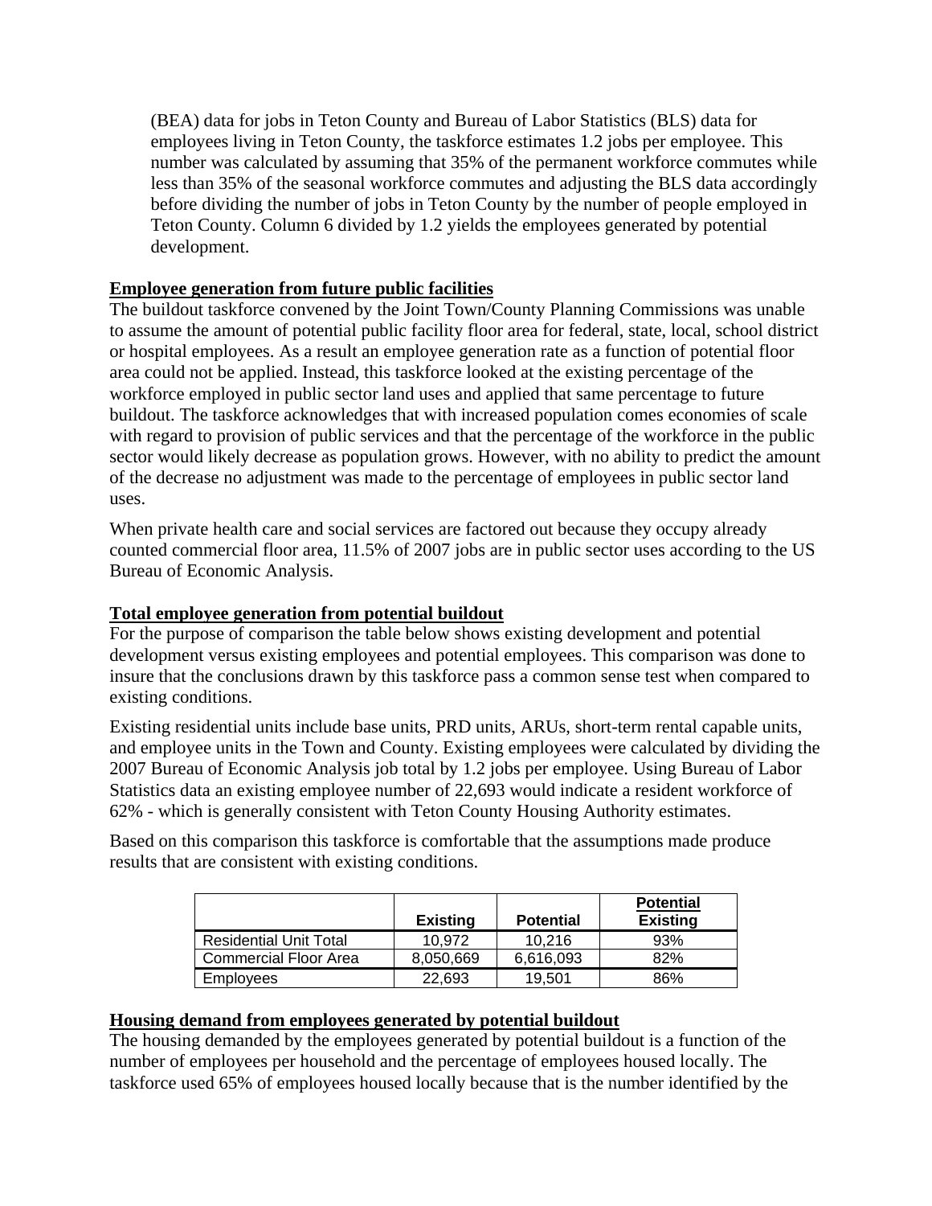(BEA) data for jobs in Teton County and Bureau of Labor Statistics (BLS) data for employees living in Teton County, the taskforce estimates 1.2 jobs per employee. This number was calculated by assuming that 35% of the permanent workforce commutes while less than 35% of the seasonal workforce commutes and adjusting the BLS data accordingly before dividing the number of jobs in Teton County by the number of people employed in Teton County. Column 6 divided by 1.2 yields the employees generated by potential development.

**Employee generation from future public facilities**

The buildout taskforce convened by the Joint Town/County Planning Commissions was unable to assume the amount of potential public facility floor area for federal, state, local, school district or hospital employees. As a result an employee generation rate as a function of potential floor area could not be applied. Instead, this taskforce looked at the existing percentage of the workforce employed in public sector land uses and applied that same percentage to future buildout. The taskforce acknowledges that with increased population comes economies of scale with regard to provision of public services and that the percentage of the workforce in the public sector would likely decrease as population grows. However, with no ability to predict the amount of the decrease no adjustment was made to the percentage of employees in public sector land uses.

When private health care and social services are factored out because they occupy already counted commercial floor area, 11.5% of 2007 jobs are in public sector uses according to the US Bureau of Economic Analysis.

**Total employee generation from potential buildout**

For the purpose of comparison the table below shows existing development and potential development versus existing employees and potential employees. This comparison was done to insure that the conclusions drawn by this taskforce pass a common sense test when compared to existing conditions.

Existing residential units include base units, PRD units, ARUs, short-term rental capable units, and employee units in the Town and County. Existing employees were calculated by dividing the 2007 Bureau of Economic Analysis job total by 1.2 jobs per employee. Using Bureau of Labor Statistics data an existing employee number of 22,693 would indicate a resident workforce of 62% - which is generally consistent with Teton County Housing Authority estimates.

Based on this comparison this taskforce is comfortable that the assumptions made produce results that are consistent with existing conditions.

| | Existing | Potential | Potential / Existing |
|---|---|---|---|
| Residential Unit Total | 10,972 | 10,216 | 93% |
| Commercial Floor Area | 8,050,669 | 6,616,093 | 82% |
| Employees | 22,693 | 19,501 | 86% |

**Housing demand from employees generated by potential buildout**

The housing demanded by the employees generated by potential buildout is a function of the number of employees per household and the percentage of employees housed locally. The taskforce used 65% of employees housed locally because that is the number identified by the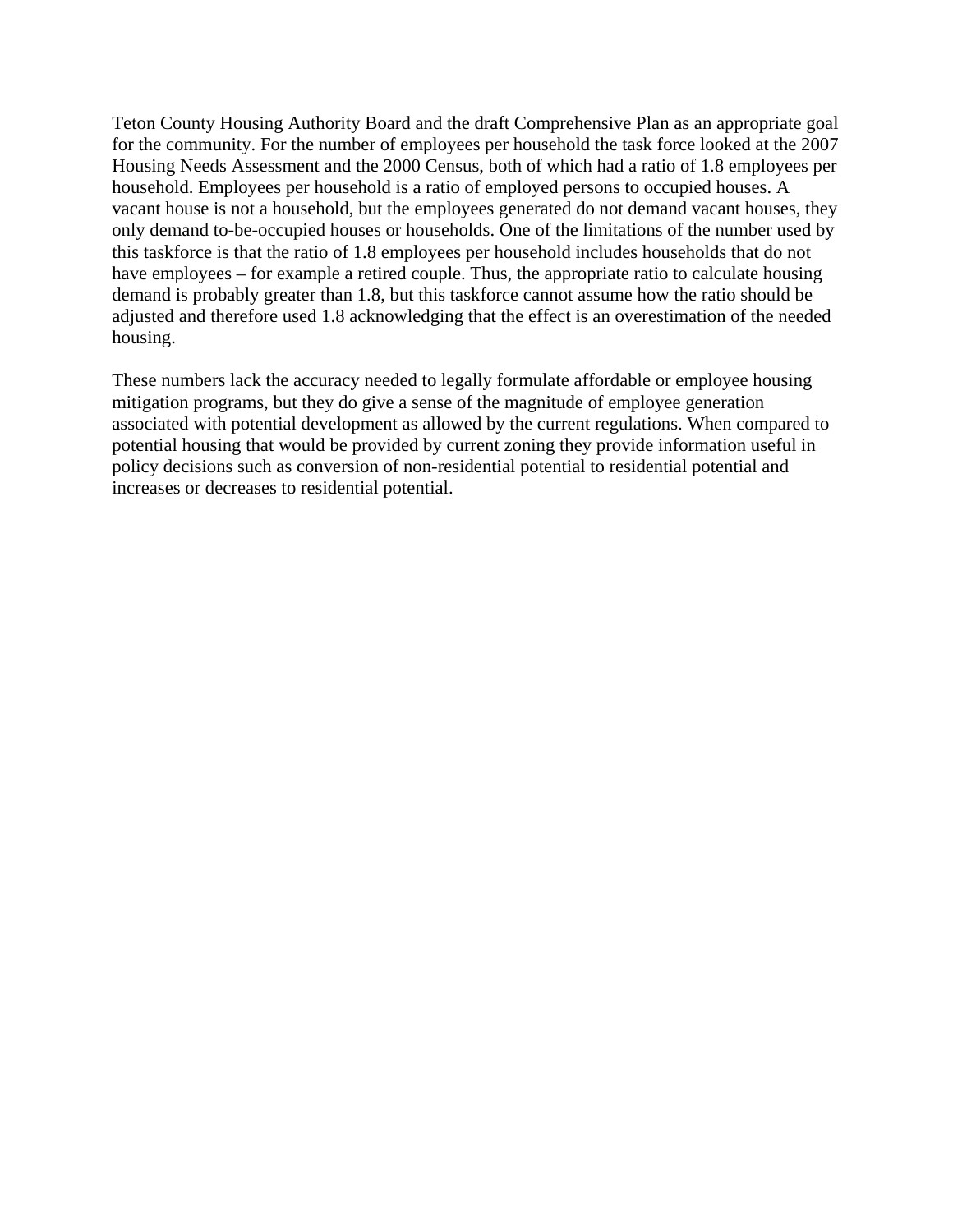Teton County Housing Authority Board and the draft Comprehensive Plan as an appropriate goal for the community. For the number of employees per household the task force looked at the 2007 Housing Needs Assessment and the 2000 Census, both of which had a ratio of 1.8 employees per household. Employees per household is a ratio of employed persons to occupied houses. A vacant house is not a household, but the employees generated do not demand vacant houses, they only demand to-be-occupied houses or households. One of the limitations of the number used by this taskforce is that the ratio of 1.8 employees per household includes households that do not have employees – for example a retired couple. Thus, the appropriate ratio to calculate housing demand is probably greater than 1.8, but this taskforce cannot assume how the ratio should be adjusted and therefore used 1.8 acknowledging that the effect is an overestimation of the needed housing.

These numbers lack the accuracy needed to legally formulate affordable or employee housing mitigation programs, but they do give a sense of the magnitude of employee generation associated with potential development as allowed by the current regulations. When compared to potential housing that would be provided by current zoning they provide information useful in policy decisions such as conversion of non-residential potential to residential potential and increases or decreases to residential potential.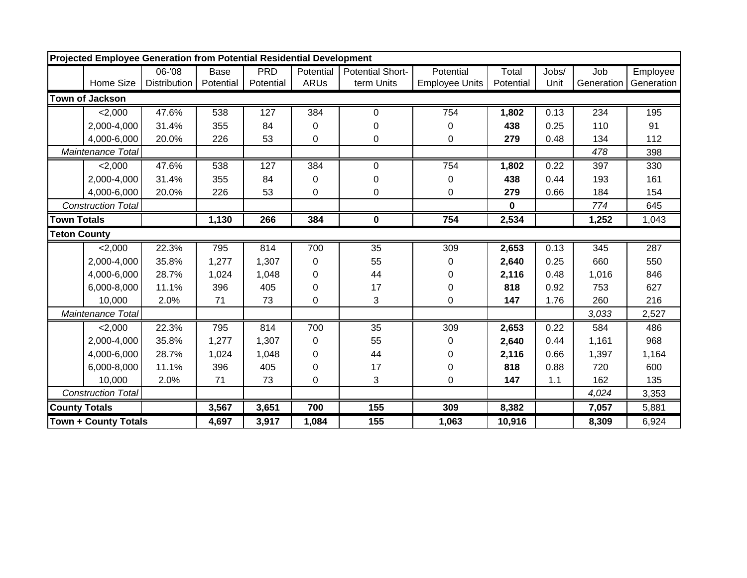| Projected Employee Generation from Potential Residential Development | | | | | | | | | | | |
|---|---|---|---|---|---|---|---|---|---|---|---|
| | Home Size | 06-'08 Distribution | Base Potential | PRD Potential | Potential ARUs | Potential Short-term Units | Potential Employee Units | Total Potential | Jobs/ Unit | Job Generation | Employee Generation |
| **Town of Jackson** | | | | | | | | | | | |
| | <2,000 | 47.6% | 538 | 127 | 384 | 0 | 754 | **1,802** | 0.13 | 234 | 195 |
| | 2,000-4,000 | 31.4% | 355 | 84 | 0 | 0 | 0 | **438** | 0.25 | 110 | 91 |
| | 4,000-6,000 | 20.0% | 226 | 53 | 0 | 0 | 0 | **279** | 0.48 | 134 | 112 |
| *Maintenance Total* | | | | | | | | | | *478* | 398 |
| | <2,000 | 47.6% | 538 | 127 | 384 | 0 | 754 | **1,802** | 0.22 | 397 | 330 |
| | 2,000-4,000 | 31.4% | 355 | 84 | 0 | 0 | 0 | **438** | 0.44 | 193 | 161 |
| | 4,000-6,000 | 20.0% | 226 | 53 | 0 | 0 | 0 | **279** | 0.66 | 184 | 154 |
| *Construction Total* | | | | | | | | **0** | | *774* | 645 |
| **Town Totals** | | | **1,130** | **266** | **384** | **0** | **754** | **2,534** | | **1,252** | 1,043 |
| **Teton County** | | | | | | | | | | | |
| | <2,000 | 22.3% | 795 | 814 | 700 | 35 | 309 | **2,653** | 0.13 | 345 | 287 |
| | 2,000-4,000 | 35.8% | 1,277 | 1,307 | 0 | 55 | 0 | **2,640** | 0.25 | 660 | 550 |
| | 4,000-6,000 | 28.7% | 1,024 | 1,048 | 0 | 44 | 0 | **2,116** | 0.48 | 1,016 | 846 |
| | 6,000-8,000 | 11.1% | 396 | 405 | 0 | 17 | 0 | **818** | 0.92 | 753 | 627 |
| | 10,000 | 2.0% | 71 | 73 | 0 | 3 | 0 | **147** | 1.76 | 260 | 216 |
| *Maintenance Total* | | | | | | | | | | *3,033* | 2,527 |
| | <2,000 | 22.3% | 795 | 814 | 700 | 35 | 309 | **2,653** | 0.22 | 584 | 486 |
| | 2,000-4,000 | 35.8% | 1,277 | 1,307 | 0 | 55 | 0 | **2,640** | 0.44 | 1,161 | 968 |
| | 4,000-6,000 | 28.7% | 1,024 | 1,048 | 0 | 44 | 0 | **2,116** | 0.66 | 1,397 | 1,164 |
| | 6,000-8,000 | 11.1% | 396 | 405 | 0 | 17 | 0 | **818** | 0.88 | 720 | 600 |
| | 10,000 | 2.0% | 71 | 73 | 0 | 3 | 0 | **147** | 1.1 | 162 | 135 |
| *Construction Total* | | | | | | | | | | *4,024* | 3,353 |
| **County Totals** | | | **3,567** | **3,651** | **700** | **155** | **309** | **8,382** | | **7,057** | 5,881 |
| **Town + County Totals** | | | **4,697** | **3,917** | **1,084** | **155** | **1,063** | **10,916** | | **8,309** | 6,924 |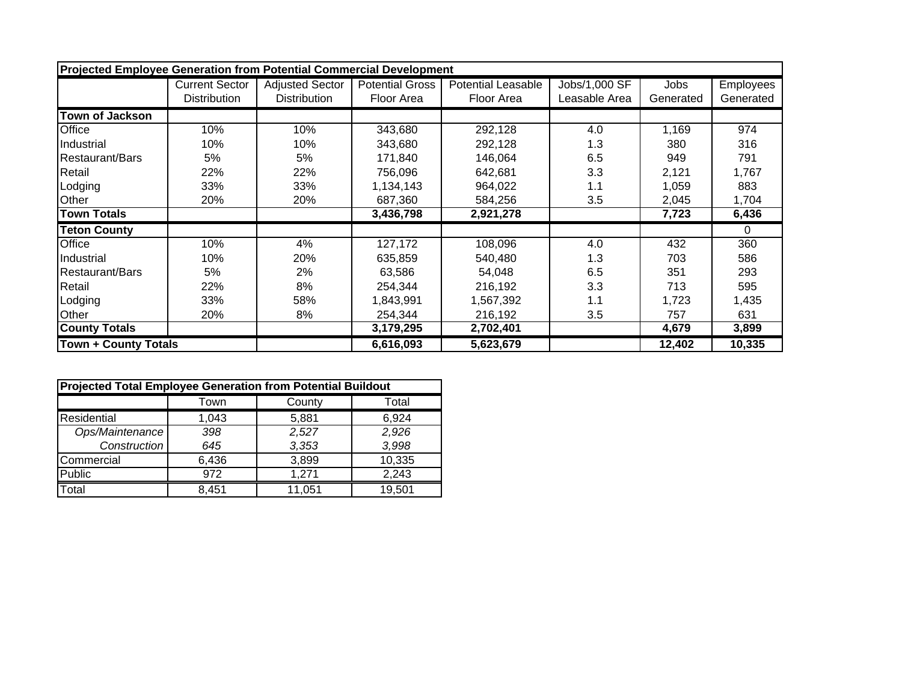| Projected Employee Generation from Potential Commercial Development | | | | | | | |
|---|---|---|---|---|---|---|---|
| | Current Sector Distribution | Adjusted Sector Distribution | Potential Gross Floor Area | Potential Leasable Floor Area | Jobs/1,000 SF Leasable Area | Jobs Generated | Employees Generated |
| **Town of Jackson** | | | | | | | |
| Office | 10% | 10% | 343,680 | 292,128 | 4.0 | 1,169 | 974 |
| Industrial | 10% | 10% | 343,680 | 292,128 | 1.3 | 380 | 316 |
| Restaurant/Bars | 5% | 5% | 171,840 | 146,064 | 6.5 | 949 | 791 |
| Retail | 22% | 22% | 756,096 | 642,681 | 3.3 | 2,121 | 1,767 |
| Lodging | 33% | 33% | 1,134,143 | 964,022 | 1.1 | 1,059 | 883 |
| Other | 20% | 20% | 687,360 | 584,256 | 3.5 | 2,045 | 1,704 |
| **Town Totals** | | | **3,436,798** | **2,921,278** | | **7,723** | **6,436** |
| **Teton County** | | | | | | | 0 |
| Office | 10% | 4% | 127,172 | 108,096 | 4.0 | 432 | 360 |
| Industrial | 10% | 20% | 635,859 | 540,480 | 1.3 | 703 | 586 |
| Restaurant/Bars | 5% | 2% | 63,586 | 54,048 | 6.5 | 351 | 293 |
| Retail | 22% | 8% | 254,344 | 216,192 | 3.3 | 713 | 595 |
| Lodging | 33% | 58% | 1,843,991 | 1,567,392 | 1.1 | 1,723 | 1,435 |
| Other | 20% | 8% | 254,344 | 216,192 | 3.5 | 757 | 631 |
| **County Totals** | | | **3,179,295** | **2,702,401** | | **4,679** | **3,899** |
| **Town + County Totals** | | | **6,616,093** | **5,623,679** | | **12,402** | **10,335** |

| Projected Total Employee Generation from Potential Buildout | | | |
|---|---|---|---|
| | Town | County | Total |
| Residential | 1,043 | 5,881 | 6,924 |
| *Ops/Maintenance* | *398* | *2,527* | *2,926* |
| *Construction* | *645* | *3,353* | *3,998* |
| Commercial | 6,436 | 3,899 | 10,335 |
| Public | 972 | 1,271 | 2,243 |
| Total | 8,451 | 11,051 | 19,501 |